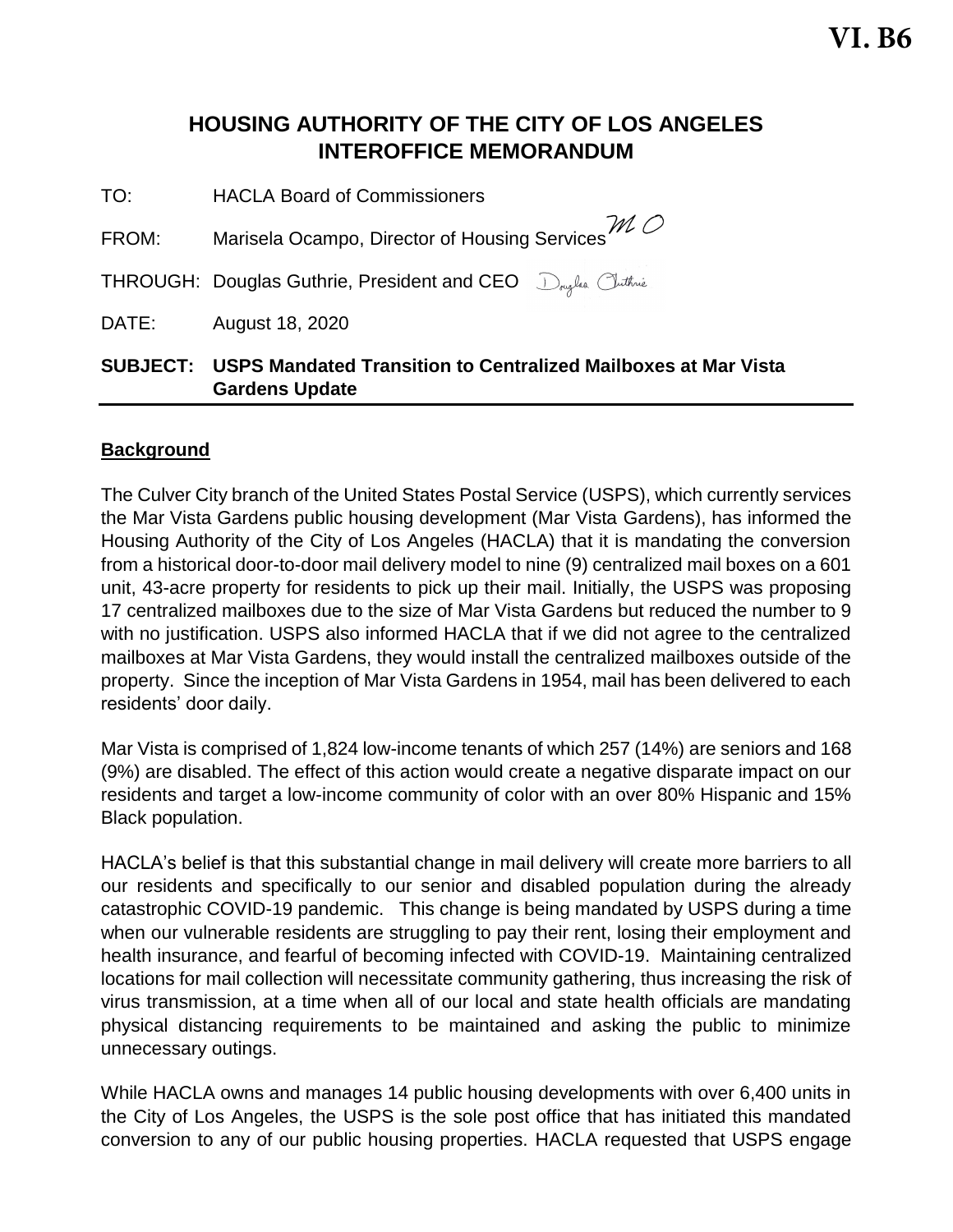VI. B6

# HOUSING AUTHORITY OF THE CITY OF LOS ANGELES
# INTEROFFICE MEMORANDUM

TO: HACLA Board of Commissioners

FROM: Marisela Ocampo, Director of Housing Services *MO*

THROUGH: Douglas Guthrie, President and CEO *Douglas Guthrie*

DATE: August 18, 2020

**SUBJECT: USPS Mandated Transition to Centralized Mailboxes at Mar Vista Gardens Update**

## Background

The Culver City branch of the United States Postal Service (USPS), which currently services the Mar Vista Gardens public housing development (Mar Vista Gardens), has informed the Housing Authority of the City of Los Angeles (HACLA) that it is mandating the conversion from a historical door-to-door mail delivery model to nine (9) centralized mail boxes on a 601 unit, 43-acre property for residents to pick up their mail. Initially, the USPS was proposing 17 centralized mailboxes due to the size of Mar Vista Gardens but reduced the number to 9 with no justification. USPS also informed HACLA that if we did not agree to the centralized mailboxes at Mar Vista Gardens, they would install the centralized mailboxes outside of the property. Since the inception of Mar Vista Gardens in 1954, mail has been delivered to each residents' door daily.

Mar Vista is comprised of 1,824 low-income tenants of which 257 (14%) are seniors and 168 (9%) are disabled. The effect of this action would create a negative disparate impact on our residents and target a low-income community of color with an over 80% Hispanic and 15% Black population.

HACLA's belief is that this substantial change in mail delivery will create more barriers to all our residents and specifically to our senior and disabled population during the already catastrophic COVID-19 pandemic. This change is being mandated by USPS during a time when our vulnerable residents are struggling to pay their rent, losing their employment and health insurance, and fearful of becoming infected with COVID-19. Maintaining centralized locations for mail collection will necessitate community gathering, thus increasing the risk of virus transmission, at a time when all of our local and state health officials are mandating physical distancing requirements to be maintained and asking the public to minimize unnecessary outings.

While HACLA owns and manages 14 public housing developments with over 6,400 units in the City of Los Angeles, the USPS is the sole post office that has initiated this mandated conversion to any of our public housing properties. HACLA requested that USPS engage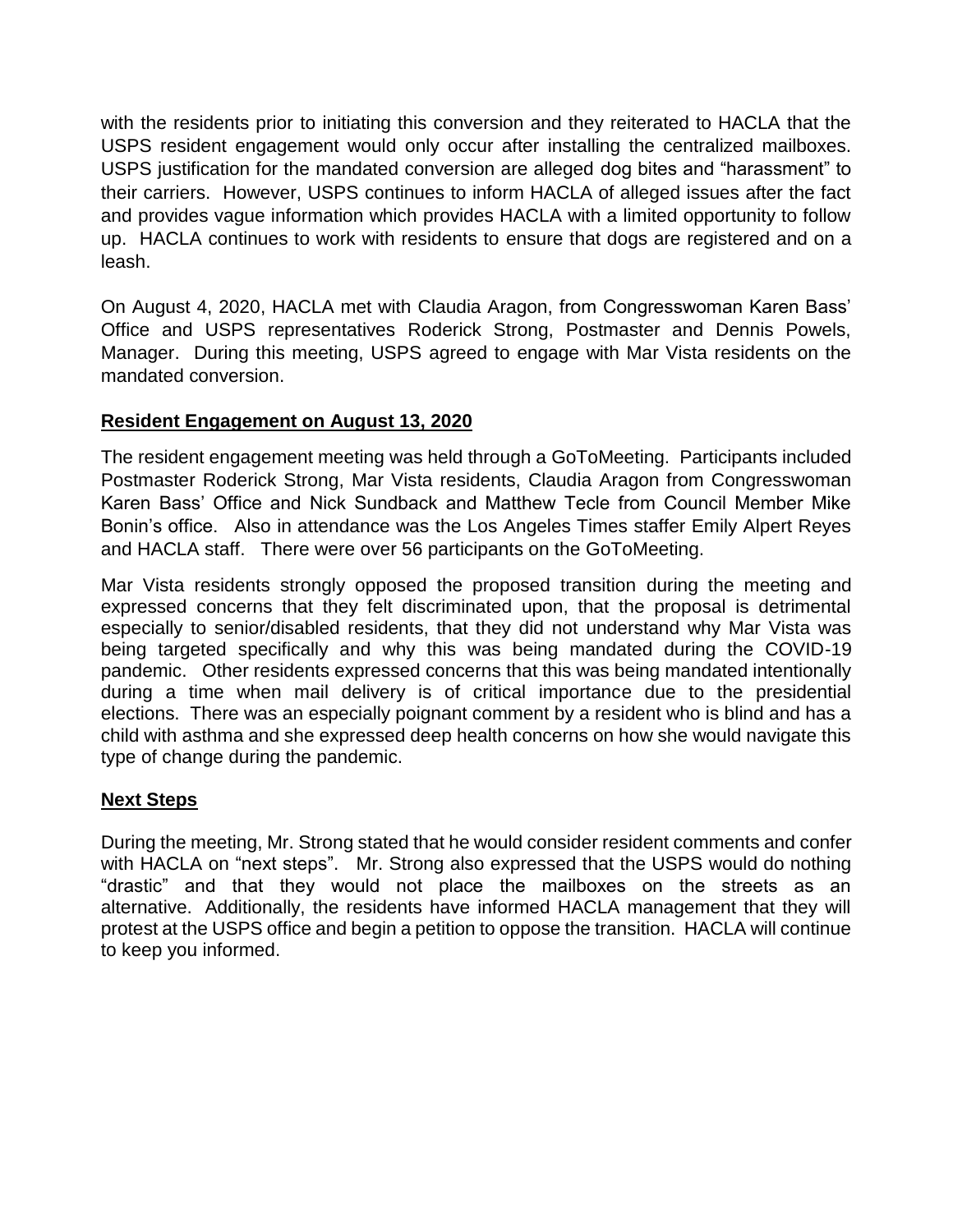with the residents prior to initiating this conversion and they reiterated to HACLA that the USPS resident engagement would only occur after installing the centralized mailboxes. USPS justification for the mandated conversion are alleged dog bites and "harassment" to their carriers. However, USPS continues to inform HACLA of alleged issues after the fact and provides vague information which provides HACLA with a limited opportunity to follow up. HACLA continues to work with residents to ensure that dogs are registered and on a leash.

On August 4, 2020, HACLA met with Claudia Aragon, from Congresswoman Karen Bass' Office and USPS representatives Roderick Strong, Postmaster and Dennis Powels, Manager. During this meeting, USPS agreed to engage with Mar Vista residents on the mandated conversion.

**Resident Engagement on August 13, 2020**

The resident engagement meeting was held through a GoToMeeting. Participants included Postmaster Roderick Strong, Mar Vista residents, Claudia Aragon from Congresswoman Karen Bass' Office and Nick Sundback and Matthew Tecle from Council Member Mike Bonin's office. Also in attendance was the Los Angeles Times staffer Emily Alpert Reyes and HACLA staff. There were over 56 participants on the GoToMeeting.

Mar Vista residents strongly opposed the proposed transition during the meeting and expressed concerns that they felt discriminated upon, that the proposal is detrimental especially to senior/disabled residents, that they did not understand why Mar Vista was being targeted specifically and why this was being mandated during the COVID-19 pandemic. Other residents expressed concerns that this was being mandated intentionally during a time when mail delivery is of critical importance due to the presidential elections. There was an especially poignant comment by a resident who is blind and has a child with asthma and she expressed deep health concerns on how she would navigate this type of change during the pandemic.

**Next Steps**

During the meeting, Mr. Strong stated that he would consider resident comments and confer with HACLA on "next steps". Mr. Strong also expressed that the USPS would do nothing "drastic" and that they would not place the mailboxes on the streets as an alternative. Additionally, the residents have informed HACLA management that they will protest at the USPS office and begin a petition to oppose the transition. HACLA will continue to keep you informed.